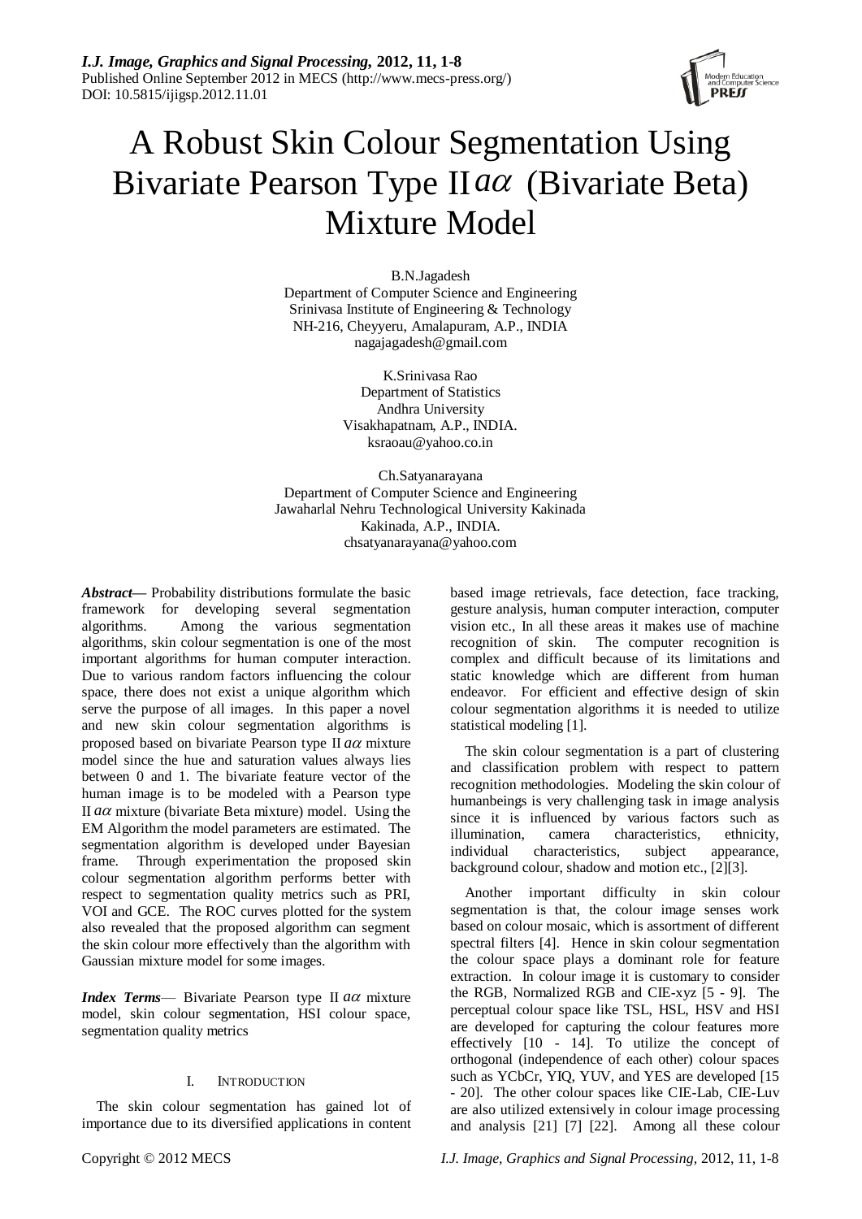# A Robust Skin Colour Segmentation Using Bivariate Pearson Type II $a\alpha$ (Bivariate Beta) Mixture Model

B.N.Jagadesh
Department of Computer Science and Engineering
Srinivasa Institute of Engineering & Technology
NH-216, Cheyyeru, Amalapuram, A.P., INDIA
nagajagadesh@gmail.com

K.Srinivasa Rao
Department of Statistics
Andhra University
Visakhapatnam, A.P., INDIA.
ksraoau@yahoo.co.in

Ch.Satyanarayana
Department of Computer Science and Engineering
Jawaharlal Nehru Technological University Kakinada
Kakinada, A.P., INDIA.
chsatyanarayana@yahoo.com

***Abstract*****—** Probability distributions formulate the basic framework for developing several segmentation algorithms. Among the various segmentation algorithms, skin colour segmentation is one of the most important algorithms for human computer interaction. Due to various random factors influencing the colour space, there does not exist a unique algorithm which serve the purpose of all images. In this paper a novel and new skin colour segmentation algorithms is proposed based on bivariate Pearson type II $a\alpha$ mixture model since the hue and saturation values always lies between 0 and 1. The bivariate feature vector of the human image is to be modeled with a Pearson type II $a\alpha$ mixture (bivariate Beta mixture) model. Using the EM Algorithm the model parameters are estimated. The segmentation algorithm is developed under Bayesian frame. Through experimentation the proposed skin colour segmentation algorithm performs better with respect to segmentation quality metrics such as PRI, VOI and GCE. The ROC curves plotted for the system also revealed that the proposed algorithm can segment the skin colour more effectively than the algorithm with Gaussian mixture model for some images.

***Index Terms***— Bivariate Pearson type II $a\alpha$ mixture model, skin colour segmentation, HSI colour space, segmentation quality metrics

## I. INTRODUCTION

The skin colour segmentation has gained lot of importance due to its diversified applications in content based image retrievals, face detection, face tracking, gesture analysis, human computer interaction, computer vision etc., In all these areas it makes use of machine recognition of skin. The computer recognition is complex and difficult because of its limitations and static knowledge which are different from human endeavor. For efficient and effective design of skin colour segmentation algorithms it is needed to utilize statistical modeling [1].

The skin colour segmentation is a part of clustering and classification problem with respect to pattern recognition methodologies. Modeling the skin colour of humanbeings is very challenging task in image analysis since it is influenced by various factors such as illumination, camera characteristics, ethnicity, individual characteristics, subject appearance, background colour, shadow and motion etc., [2][3].

Another important difficulty in skin colour segmentation is that, the colour image senses work based on colour mosaic, which is assortment of different spectral filters [4]. Hence in skin colour segmentation the colour space plays a dominant role for feature extraction. In colour image it is customary to consider the RGB, Normalized RGB and CIE-xyz [5 - 9]. The perceptual colour space like TSL, HSL, HSV and HSI are developed for capturing the colour features more effectively [10 - 14]. To utilize the concept of orthogonal (independence of each other) colour spaces such as YCbCr, YIQ, YUV, and YES are developed [15 - 20]. The other colour spaces like CIE-Lab, CIE-Luv are also utilized extensively in colour image processing and analysis [21] [7] [22]. Among all these colour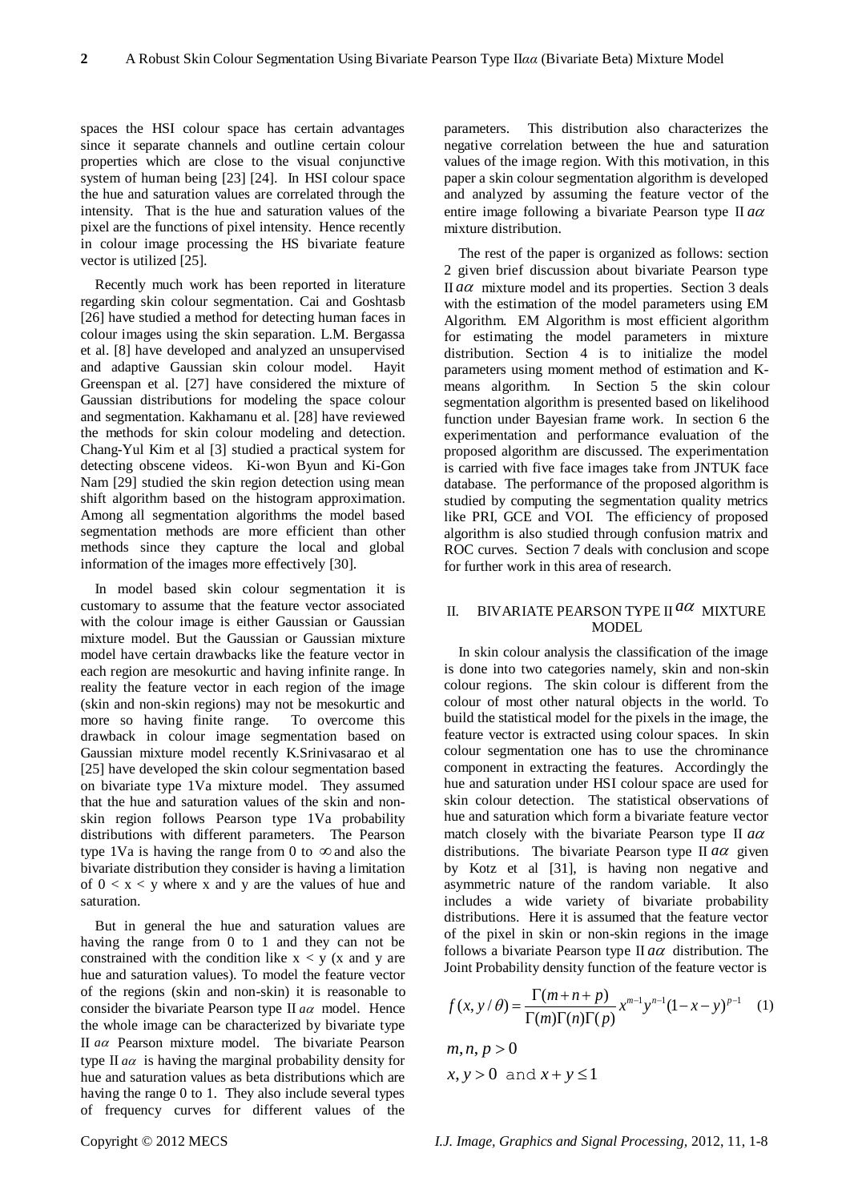spaces the HSI colour space has certain advantages since it separate channels and outline certain colour properties which are close to the visual conjunctive system of human being [23] [24]. In HSI colour space the hue and saturation values are correlated through the intensity. That is the hue and saturation values of the pixel are the functions of pixel intensity. Hence recently in colour image processing the HS bivariate feature vector is utilized [25].

Recently much work has been reported in literature regarding skin colour segmentation. Cai and Goshtasb [26] have studied a method for detecting human faces in colour images using the skin separation. L.M. Bergassa et al. [8] have developed and analyzed an unsupervised and adaptive Gaussian skin colour model. Hayit Greenspan et al. [27] have considered the mixture of Gaussian distributions for modeling the space colour and segmentation. Kakhamanu et al. [28] have reviewed the methods for skin colour modeling and detection. Chang-Yul Kim et al [3] studied a practical system for detecting obscene videos. Ki-won Byun and Ki-Gon Nam [29] studied the skin region detection using mean shift algorithm based on the histogram approximation. Among all segmentation algorithms the model based segmentation methods are more efficient than other methods since they capture the local and global information of the images more effectively [30].

In model based skin colour segmentation it is customary to assume that the feature vector associated with the colour image is either Gaussian or Gaussian mixture model. But the Gaussian or Gaussian mixture model have certain drawbacks like the feature vector in each region are mesokurtic and having infinite range. In reality the feature vector in each region of the image (skin and non-skin regions) may not be mesokurtic and more so having finite range. To overcome this drawback in colour image segmentation based on Gaussian mixture model recently K.Srinivasarao et al [25] have developed the skin colour segmentation based on bivariate type 1Va mixture model. They assumed that the hue and saturation values of the skin and non-skin region follows Pearson type 1Va probability distributions with different parameters. The Pearson type 1Va is having the range from 0 to $\infty$ and also the bivariate distribution they consider is having a limitation of $0 < x < y$ where x and y are the values of hue and saturation.

But in general the hue and saturation values are having the range from 0 to 1 and they can not be constrained with the condition like $x < y$ (x and y are hue and saturation values). To model the feature vector of the regions (skin and non-skin) it is reasonable to consider the bivariate Pearson type II $a\alpha$ model. Hence the whole image can be characterized by bivariate type II $a\alpha$ Pearson mixture model. The bivariate Pearson type II $a\alpha$ is having the marginal probability density for hue and saturation values as beta distributions which are having the range 0 to 1. They also include several types of frequency curves for different values of the parameters. This distribution also characterizes the negative correlation between the hue and saturation values of the image region. With this motivation, in this paper a skin colour segmentation algorithm is developed and analyzed by assuming the feature vector of the entire image following a bivariate Pearson type II $a\alpha$ mixture distribution.

The rest of the paper is organized as follows: section 2 given brief discussion about bivariate Pearson type II $a\alpha$ mixture model and its properties. Section 3 deals with the estimation of the model parameters using EM Algorithm. EM Algorithm is most efficient algorithm for estimating the model parameters in mixture distribution. Section 4 is to initialize the model parameters using moment method of estimation and K-means algorithm. In Section 5 the skin colour segmentation algorithm is presented based on likelihood function under Bayesian frame work. In section 6 the experimentation and performance evaluation of the proposed algorithm are discussed. The experimentation is carried with five face images take from JNTUK face database. The performance of the proposed algorithm is studied by computing the segmentation quality metrics like PRI, GCE and VOI. The efficiency of proposed algorithm is also studied through confusion matrix and ROC curves. Section 7 deals with conclusion and scope for further work in this area of research.

## II. BIVARIATE PEARSON TYPE II $a\alpha$ MIXTURE MODEL

In skin colour analysis the classification of the image is done into two categories namely, skin and non-skin colour regions. The skin colour is different from the colour of most other natural objects in the world. To build the statistical model for the pixels in the image, the feature vector is extracted using colour spaces. In skin colour segmentation one has to use the chrominance component in extracting the features. Accordingly the hue and saturation under HSI colour space are used for skin colour detection. The statistical observations of hue and saturation which form a bivariate feature vector match closely with the bivariate Pearson type II $a\alpha$ distributions. The bivariate Pearson type II $a\alpha$ given by Kotz et al [31], is having non negative and asymmetric nature of the random variable. It also includes a wide variety of bivariate probability distributions. Here it is assumed that the feature vector of the pixel in skin or non-skin regions in the image follows a bivariate Pearson type II $a\alpha$ distribution. The Joint Probability density function of the feature vector is

$$f(x,y/\theta) = \frac{\Gamma(m+n+p)}{\Gamma(m)\Gamma(n)\Gamma(p)} x^{m-1} y^{n-1} (1-x-y)^{p-1} \quad (1)$$

$m, n, p > 0$

$x, y > 0$ and $x + y \leq 1$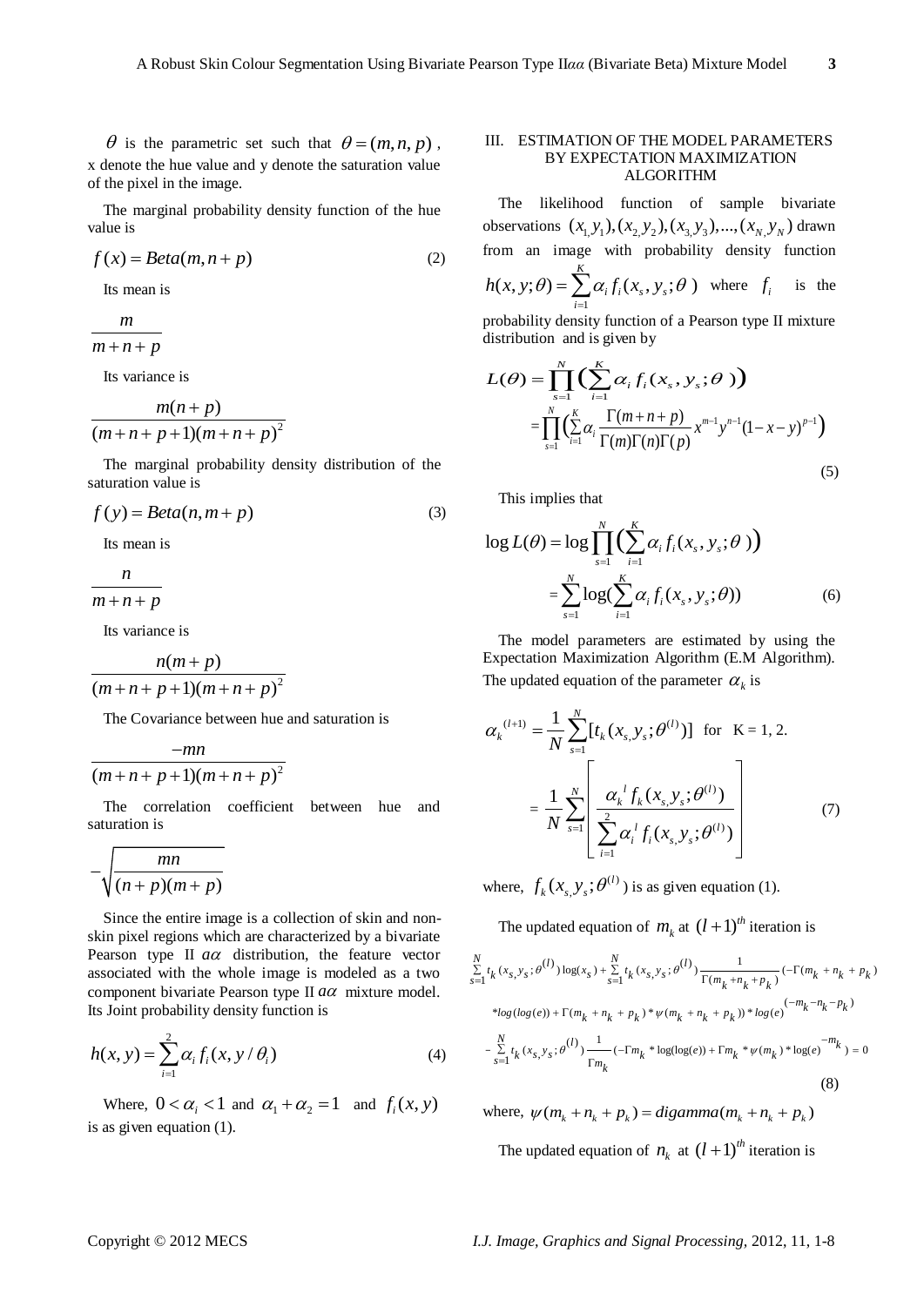$\theta$ is the parametric set such that $\theta = (m, n, p)$, x denote the hue value and y denote the saturation value of the pixel in the image.

The marginal probability density function of the hue value is

$$f(x) = Beta(m, n+p) \tag{2}$$

Its mean is

$$\frac{m}{m+n+p}$$

Its variance is

$$\frac{m(n+p)}{(m+n+p+1)(m+n+p)^2}$$

The marginal probability density distribution of the saturation value is

$$f(y) = Beta(n, m+p) \tag{3}$$

Its mean is

$$\frac{n}{m+n+p}$$

Its variance is

$$\frac{n(m+p)}{(m+n+p+1)(m+n+p)^2}$$

The Covariance between hue and saturation is

$$\frac{-mn}{(m+n+p+1)(m+n+p)^2}$$

The correlation coefficient between hue and saturation is

$$-\sqrt{\frac{mn}{(n+p)(m+p)}}$$

Since the entire image is a collection of skin and non-skin pixel regions which are characterized by a bivariate Pearson type II $a\alpha$ distribution, the feature vector associated with the whole image is modeled as a two component bivariate Pearson type II $a\alpha$ mixture model. Its Joint probability density function is

$$h(x, y) = \sum_{i=1}^{2} \alpha_i f_i(x, y / \theta_i) \tag{4}$$

Where, $0 < \alpha_i < 1$ and $\alpha_1 + \alpha_2 = 1$ and $f_i(x, y)$ is as given equation (1).

## III. ESTIMATION OF THE MODEL PARAMETERS BY EXPECTATION MAXIMIZATION ALGORITHM

The likelihood function of sample bivariate observations $(x_1, y_1), (x_2, y_2), (x_3, y_3), ..., (x_N, y_N)$ drawn from an image with probability density function $h(x, y; \theta) = \sum_{i=1}^{K} \alpha_i f_i(x_s, y_s; \theta)$ where $f_i$ is the probability density function of a Pearson type II mixture distribution and is given by

$$L(\theta) = \prod_{s=1}^{N} \left( \sum_{i=1}^{K} \alpha_i f_i(x_s, y_s; \theta) \right) = \prod_{s=1}^{N} \left( \sum_{i=1}^{K} \alpha_i \frac{\Gamma(m+n+p)}{\Gamma(m)\Gamma(n)\Gamma(p)} x^{m-1} y^{n-1} (1-x-y)^{p-1} \right) \tag{5}$$

This implies that

$$\log L(\theta) = \log \prod_{s=1}^{N} \left( \sum_{i=1}^{K} \alpha_i f_i(x_s, y_s; \theta) \right) = \sum_{s=1}^{N} \log\left( \sum_{i=1}^{K} \alpha_i f_i(x_s, y_s; \theta) \right) \tag{6}$$

The model parameters are estimated by using the Expectation Maximization Algorithm (E.M Algorithm). The updated equation of the parameter $\alpha_k$ is

$$\alpha_k^{(l+1)} = \frac{1}{N} \sum_{s=1}^{N} [t_k(x_s, y_s; \theta^{(l)})] \quad \text{for } K = 1, 2.$$

$$= \frac{1}{N} \sum_{s=1}^{N} \left[ \frac{\alpha_k^{\,l} f_k(x_s, y_s; \theta^{(l)})}{\sum_{i=1}^{2} \alpha_i^{\,l} f_i(x_s, y_s; \theta^{(l)})} \right] \tag{7}$$

where, $f_k(x_s, y_s; \theta^{(l)})$ is as given equation (1).

The updated equation of $m_k$ at $(l+1)^{th}$ iteration is

$$\sum_{s=1}^{N} t_k(x_s, y_s; \theta^{(l)}) \log(x_s) + \sum_{s=1}^{N} t_k(x_s, y_s; \theta^{(l)}) \frac{1}{\Gamma(m_k + n_k + p_k)} (-\Gamma(m_k + n_k + p_k) * \log(\log(e)) + \Gamma(m_k + n_k + p_k) * \psi(m_k + n_k + p_k)) * \log(e)^{(-m_k - n_k - p_k)}$$
$$- \sum_{s=1}^{N} t_k(x_s, y_s; \theta^{(l)}) \frac{1}{\Gamma m_k} (-\Gamma m_k * \log(\log(e)) + \Gamma m_k * \psi(m_k) * \log(e)^{-m_k}) = 0 \tag{8}$$

where, $\psi(m_k + n_k + p_k) = digamma(m_k + n_k + p_k)$

The updated equation of $n_k$ at $(l+1)^{th}$ iteration is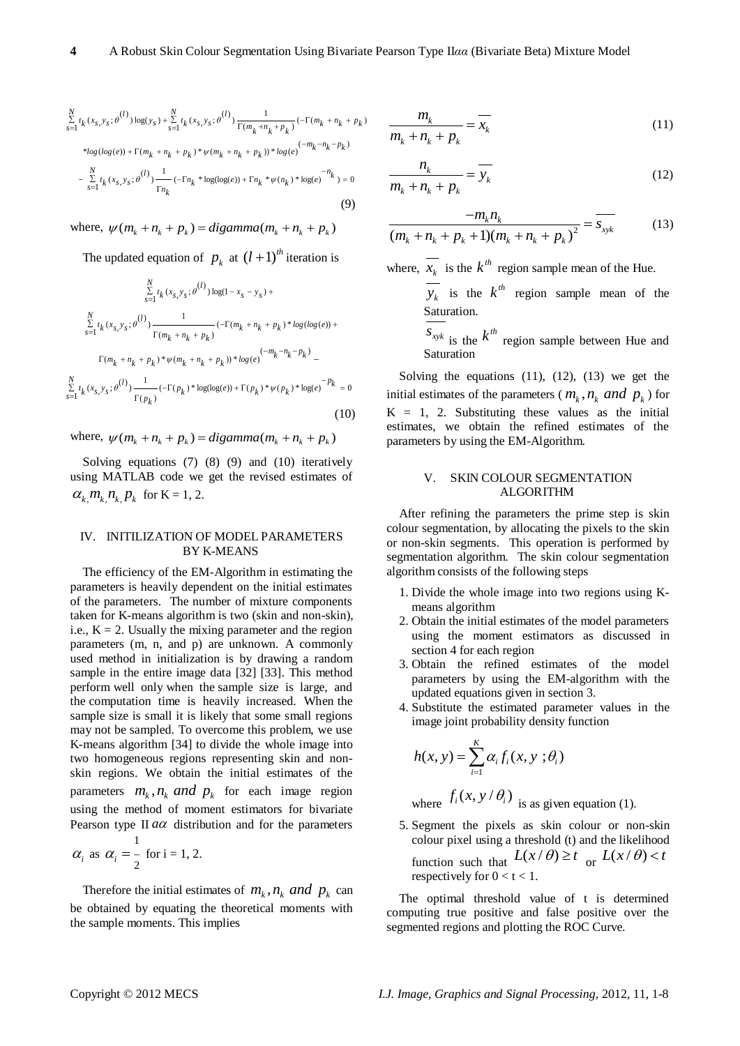$$\sum_{s=1}^{N} t_k(x_s, y_s;\theta^{(l)})\log(y_s) + \sum_{s=1}^{N} t_k(x_s, y_s;\theta^{(l)}) \frac{1}{\Gamma(m_k+n_k+p_k)} (-\Gamma(m_k+n_k+p_k) * log(log(e)) + \Gamma(m_k+n_k+p_k) * \psi(m_k+n_k+p_k)) * log(e)^{(-m_k-n_k-p_k)}$$

$$- \sum_{s=1}^{N} t_k(x_s, y_s;\theta^{(l)}) \frac{1}{\Gamma n_k} (-\Gamma n_k * \log(\log(e)) + \Gamma n_k * \psi(n_k) * \log(e)^{-n_k}) = 0 \tag{9}$$

where, $\psi(m_k + n_k + p_k) = digamma(m_k + n_k + p_k)$

The updated equation of $p_k$ at $(l+1)^{th}$ iteration is

$$\sum_{s=1}^{N} t_k(x_s, y_s;\theta^{(l)})\log(1 - x_s - y_s) + \sum_{s=1}^{N} t_k(x_s, y_s;\theta^{(l)}) \frac{1}{\Gamma(m_k+n_k+p_k)} (-\Gamma(m_k+n_k+p_k) * log(log(e)) + \Gamma(m_k+n_k+p_k) * \psi(m_k+n_k+p_k)) * log(e)^{(-m_k-n_k-p_k)} -$$

$$\sum_{s=1}^{N} t_k(x_s, y_s;\theta^{(l)}) \frac{1}{\Gamma(p_k)} (-\Gamma(p_k) * \log(\log(e)) + \Gamma(p_k) * \psi(p_k) * \log(e)^{-p_k} = 0 \tag{10}$$

where, $\psi(m_k + n_k + p_k) = digamma(m_k + n_k + p_k)$

Solving equations (7) (8) (9) and (10) iteratively using MATLAB code we get the revised estimates of $\alpha_k, m_k, n_k, p_k$ for K = 1, 2.

## IV. INITILIZATION OF MODEL PARAMETERS BY K-MEANS

The efficiency of the EM-Algorithm in estimating the parameters is heavily dependent on the initial estimates of the parameters. The number of mixture components taken for K-means algorithm is two (skin and non-skin), i.e., K = 2. Usually the mixing parameter and the region parameters (m, n, and p) are unknown. A commonly used method in initialization is by drawing a random sample in the entire image data [32] [33]. This method perform well only when the sample size is large, and the computation time is heavily increased. When the sample size is small it is likely that some small regions may not be sampled. To overcome this problem, we use K-means algorithm [34] to divide the whole image into two homogeneous regions representing skin and non-skin regions. We obtain the initial estimates of the parameters $m_k, n_k$ *and* $p_k$ for each image region using the method of moment estimators for bivariate Pearson type II $a\alpha$ distribution and for the parameters $\alpha_i$ as $\alpha_i = \frac{1}{2}$ for i = 1, 2.

Therefore the initial estimates of $m_k, n_k$ *and* $p_k$ can be obtained by equating the theoretical moments with the sample moments. This implies

$$\frac{m_k}{m_k + n_k + p_k} = \overline{x_k} \tag{11}$$

$$\frac{n_k}{m_k + n_k + p_k} = \overline{y_k} \tag{12}$$

$$\frac{-m_k n_k}{(m_k + n_k + p_k + 1)(m_k + n_k + p_k)^2} = \overline{s_{xyk}} \tag{13}$$

where, $\overline{x_k}$ is the $k^{th}$ region sample mean of the Hue.

$\overline{y_k}$ is the $k^{th}$ region sample mean of the Saturation.

$\overline{s_{xyk}}$ is the $k^{th}$ region sample between Hue and Saturation

Solving the equations (11), (12), (13) we get the initial estimates of the parameters ($m_k, n_k$ *and* $p_k$) for K = 1, 2. Substituting these values as the initial estimates, we obtain the refined estimates of the parameters by using the EM-Algorithm.

## V. SKIN COLOUR SEGMENTATION ALGORITHM

After refining the parameters the prime step is skin colour segmentation, by allocating the pixels to the skin or non-skin segments. This operation is performed by segmentation algorithm. The skin colour segmentation algorithm consists of the following steps

1. Divide the whole image into two regions using K-means algorithm
2. Obtain the initial estimates of the model parameters using the moment estimators as discussed in section 4 for each region
3. Obtain the refined estimates of the model parameters by using the EM-algorithm with the updated equations given in section 3.
4. Substitute the estimated parameter values in the image joint probability density function

   $$h(x, y) = \sum_{i=1}^{K} \alpha_i f_i(x, y\ ;\theta_i)$$

   where $f_i(x, y / \theta_i)$ is as given equation (1).
5. Segment the pixels as skin colour or non-skin colour pixel using a threshold (t) and the likelihood function such that $L(x/\theta) \geq t$ or $L(x/\theta) < t$ respectively for $0 < t < 1$.

The optimal threshold value of t is determined computing true positive and false positive over the segmented regions and plotting the ROC Curve.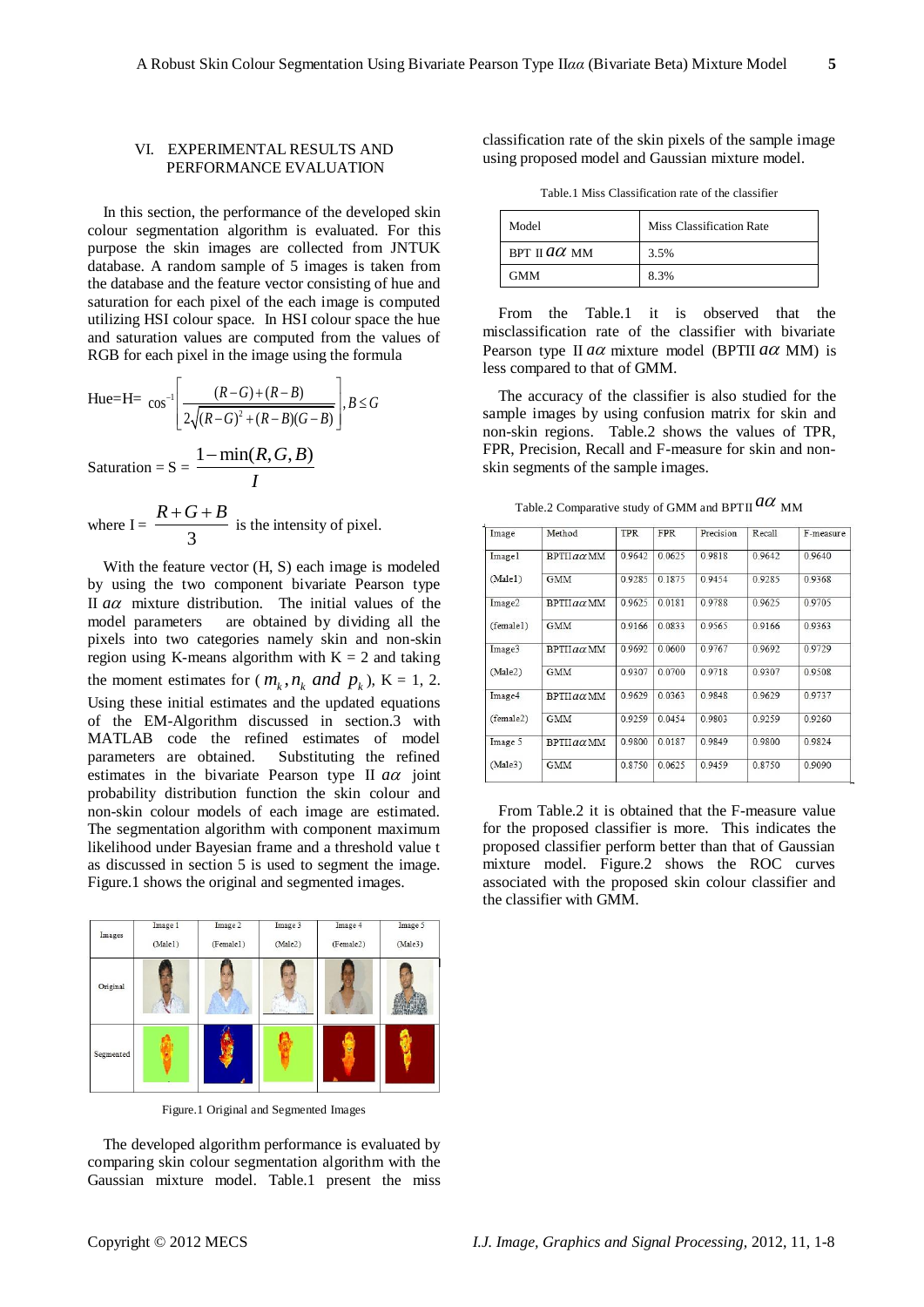## VI. EXPERIMENTAL RESULTS AND PERFORMANCE EVALUATION

In this section, the performance of the developed skin colour segmentation algorithm is evaluated. For this purpose the skin images are collected from JNTUK database. A random sample of 5 images is taken from the database and the feature vector consisting of hue and saturation for each pixel of the each image is computed utilizing HSI colour space. In HSI colour space the hue and saturation values are computed from the values of RGB for each pixel in the image using the formula

$$\text{Hue=H= } \cos^{-1}\left[\frac{(R-G)+(R-B)}{2\sqrt{(R-G)^2+(R-B)(G-B)}}\right], B \leq G$$

$$\text{Saturation = S = } \frac{1-\min(R,G,B)}{I}$$

where $I = \frac{R+G+B}{3}$ is the intensity of pixel.

With the feature vector (H, S) each image is modeled by using the two component bivariate Pearson type II $a\alpha$ mixture distribution. The initial values of the model parameters are obtained by dividing all the pixels into two categories namely skin and non-skin region using K-means algorithm with K = 2 and taking the moment estimates for ( $m_k, n_k$ *and* $p_k$ ), K = 1, 2. Using these initial estimates and the updated equations of the EM-Algorithm discussed in section.3 with MATLAB code the refined estimates of model parameters are obtained. Substituting the refined estimates in the bivariate Pearson type II $a\alpha$ joint probability distribution function the skin colour and non-skin colour models of each image are estimated. The segmentation algorithm with component maximum likelihood under Bayesian frame and a threshold value t as discussed in section 5 is used to segment the image. Figure.1 shows the original and segmented images.

| Images | Image 1 (Male1) | Image 2 (Female1) | Image 3 (Male2) | Image 4 (Female2) | Image 5 (Male3) |
|---|---|---|---|---|---|
| Original | | | | | |
| Segmented | | | | | |

Figure.1 Original and Segmented Images

The developed algorithm performance is evaluated by comparing skin colour segmentation algorithm with the Gaussian mixture model. Table.1 present the miss classification rate of the skin pixels of the sample image using proposed model and Gaussian mixture model.

Table.1 Miss Classification rate of the classifier

| Model | Miss Classification Rate |
|---|---|
| BPT II $a\alpha$ MM | 3.5% |
| GMM | 8.3% |

From the Table.1 it is observed that the misclassification rate of the classifier with bivariate Pearson type II $a\alpha$ mixture model (BPTII $a\alpha$ MM) is less compared to that of GMM.

The accuracy of the classifier is also studied for the sample images by using confusion matrix for skin and non-skin regions. Table.2 shows the values of TPR, FPR, Precision, Recall and F-measure for skin and non-skin segments of the sample images.

Table.2 Comparative study of GMM and BPTII $a\alpha$ MM

| Image | Method | TPR | FPR | Precision | Recall | F-measure |
|---|---|---|---|---|---|---|
| Image1 | BPTII $a\alpha$ MM | 0.9642 | 0.0625 | 0.9818 | 0.9642 | 0.9640 |
| (Male1) | GMM | 0.9285 | 0.1875 | 0.9454 | 0.9285 | 0.9368 |
| Image2 | BPTII $a\alpha$ MM | 0.9625 | 0.0181 | 0.9788 | 0.9625 | 0.9705 |
| (female1) | GMM | 0.9166 | 0.0833 | 0.9565 | 0.9166 | 0.9363 |
| Image3 | BPTII $a\alpha$ MM | 0.9692 | 0.0600 | 0.9767 | 0.9692 | 0.9729 |
| (Male2) | GMM | 0.9307 | 0.0700 | 0.9718 | 0.9307 | 0.9508 |
| Image4 | BPTII $a\alpha$ MM | 0.9629 | 0.0363 | 0.9848 | 0.9629 | 0.9737 |
| (female2) | GMM | 0.9259 | 0.0454 | 0.9803 | 0.9259 | 0.9260 |
| Image 5 | BPTII $a\alpha$ MM | 0.9800 | 0.0187 | 0.9849 | 0.9800 | 0.9824 |
| (Male3) | GMM | 0.8750 | 0.0625 | 0.9459 | 0.8750 | 0.9090 |

From Table.2 it is obtained that the F-measure value for the proposed classifier is more. This indicates the proposed classifier perform better than that of Gaussian mixture model. Figure.2 shows the ROC curves associated with the proposed skin colour classifier and the classifier with GMM.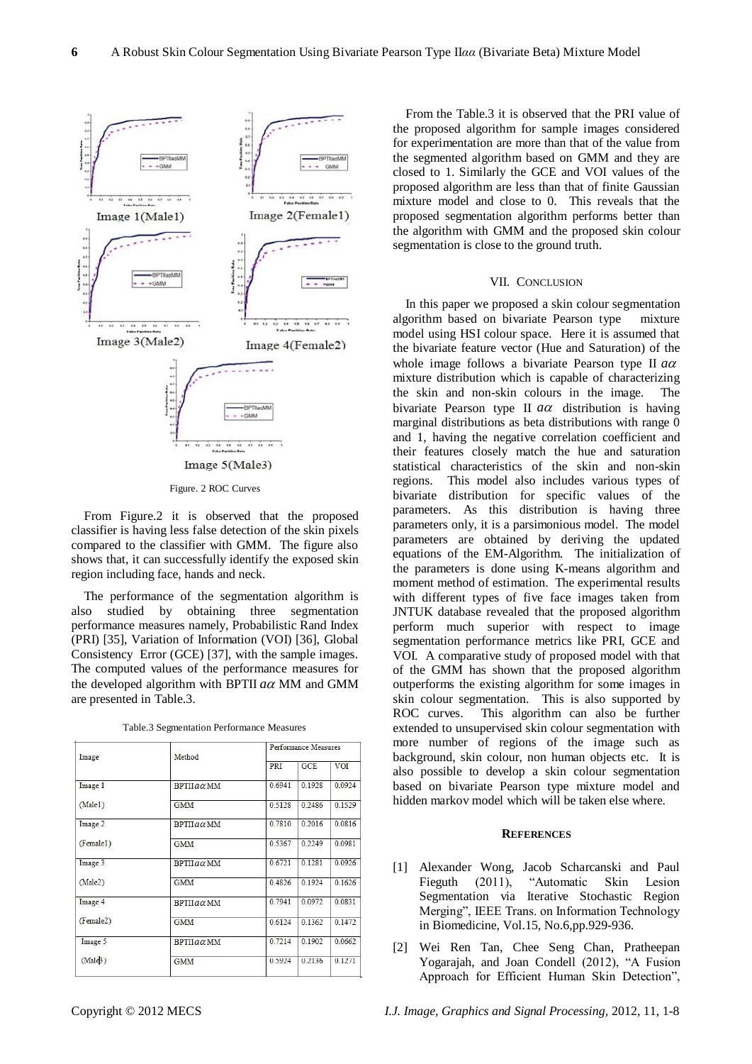Image 1(Male1)

Image 2(Female1)

Image 3(Male2)

Image 4(Female2)

Image 5(Male3)

Figure. 2 ROC Curves

From Figure.2 it is observed that the proposed classifier is having less false detection of the skin pixels compared to the classifier with GMM. The figure also shows that, it can successfully identify the exposed skin region including face, hands and neck.

The performance of the segmentation algorithm is also studied by obtaining three segmentation performance measures namely, Probabilistic Rand Index (PRI) [35], Variation of Information (VOI) [36], Global Consistency Error (GCE) [37], with the sample images. The computed values of the performance measures for the developed algorithm with BPTII $a\alpha$ MM and GMM are presented in Table.3.

Table.3 Segmentation Performance Measures

| Image | Method | Performance Measures | | |
|---|---|---|---|---|
| | | PRI | GCE | VOI |
| Image 1 (Male1) | BPTII $a\alpha$ MM | 0.6941 | 0.1928 | 0.0924 |
| | GMM | 0.5128 | 0.2486 | 0.1529 |
| Image 2 (Female1) | BPTII $a\alpha$ MM | 0.7810 | 0.2016 | 0.0816 |
| | GMM | 0.5367 | 0.2249 | 0.0981 |
| Image 3 (Male2) | BPTII $a\alpha$ MM | 0.6721 | 0.1281 | 0.0926 |
| | GMM | 0.4826 | 0.1924 | 0.1626 |
| Image 4 (Female2) | BPTII $a\alpha$ MM | 0.7941 | 0.0972 | 0.0831 |
| | GMM | 0.6124 | 0.1362 | 0.1472 |
| Image 5 (Male3) | BPTII $a\alpha$ MM | 0.7214 | 0.1902 | 0.0662 |
| | GMM | 0.5924 | 0.2136 | 0.1271 |

From the Table.3 it is observed that the PRI value of the proposed algorithm for sample images considered for experimentation are more than that of the value from the segmented algorithm based on GMM and they are closed to 1. Similarly the GCE and VOI values of the proposed algorithm are less than that of finite Gaussian mixture model and close to 0. This reveals that the proposed segmentation algorithm performs better than the algorithm with GMM and the proposed skin colour segmentation is close to the ground truth.

## VII. Conclusion

In this paper we proposed a skin colour segmentation algorithm based on bivariate Pearson type mixture model using HSI colour space. Here it is assumed that the bivariate feature vector (Hue and Saturation) of the whole image follows a bivariate Pearson type II $a\alpha$ mixture distribution which is capable of characterizing the skin and non-skin colours in the image. The bivariate Pearson type II $a\alpha$ distribution is having marginal distributions as beta distributions with range 0 and 1, having the negative correlation coefficient and their features closely match the hue and saturation statistical characteristics of the skin and non-skin regions. This model also includes various types of bivariate distribution for specific values of the parameters. As this distribution is having three parameters only, it is a parsimonious model. The model parameters are obtained by deriving the updated equations of the EM-Algorithm. The initialization of the parameters is done using K-means algorithm and moment method of estimation. The experimental results with different types of five face images taken from JNTUK database revealed that the proposed algorithm perform much superior with respect to image segmentation performance metrics like PRI, GCE and VOI. A comparative study of proposed model with that of the GMM has shown that the proposed algorithm outperforms the existing algorithm for some images in skin colour segmentation. This is also supported by ROC curves. This algorithm can also be further extended to unsupervised skin colour segmentation with more number of regions of the image such as background, skin colour, non human objects etc. It is also possible to develop a skin colour segmentation based on bivariate Pearson type mixture model and hidden markov model which will be taken else where.

## References

[1] Alexander Wong, Jacob Scharcanski and Paul Fieguth (2011), "Automatic Skin Lesion Segmentation via Iterative Stochastic Region Merging", IEEE Trans. on Information Technology in Biomedicine, Vol.15, No.6,pp.929-936.

[2] Wei Ren Tan, Chee Seng Chan, Pratheepan Yogarajah, and Joan Condell (2012), "A Fusion Approach for Efficient Human Skin Detection",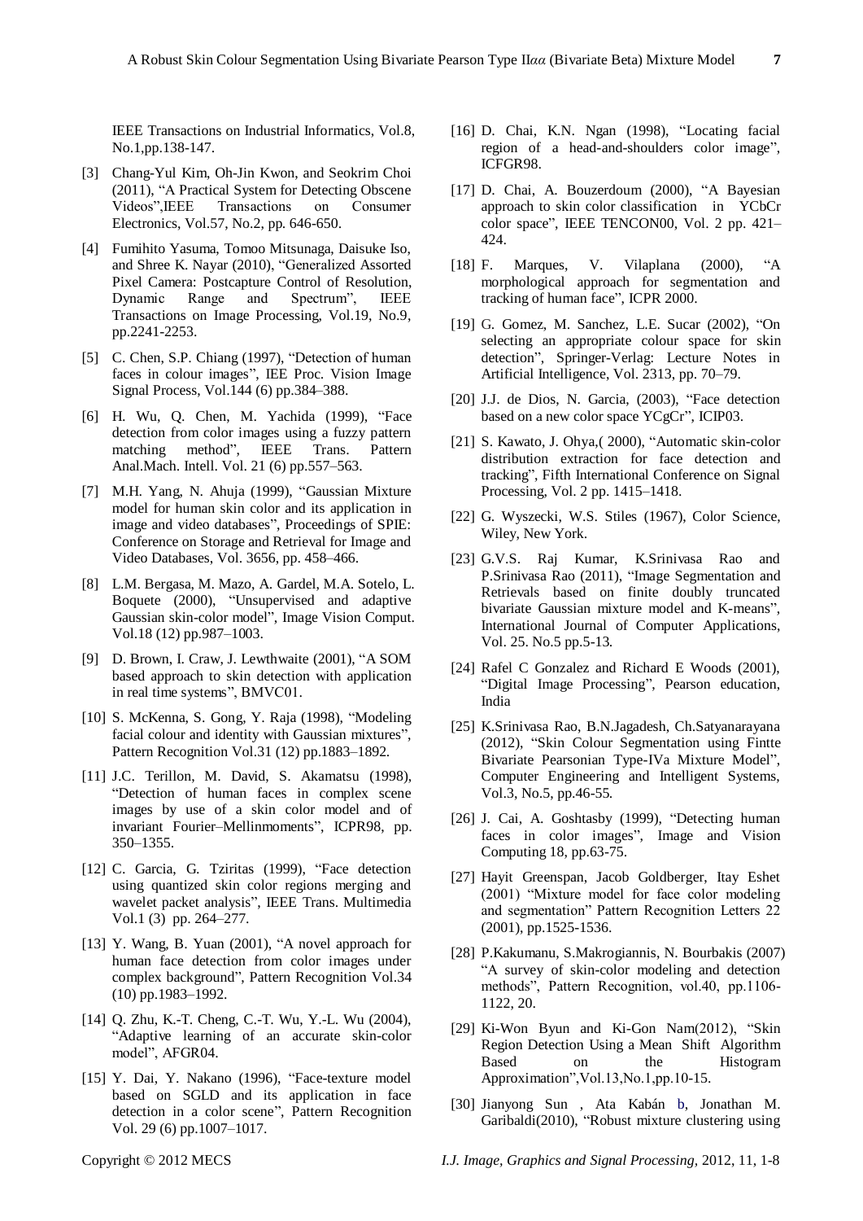IEEE Transactions on Industrial Informatics, Vol.8, No.1,pp.138-147.

[3] Chang-Yul Kim, Oh-Jin Kwon, and Seokrim Choi (2011), "A Practical System for Detecting Obscene Videos",IEEE Transactions on Consumer Electronics, Vol.57, No.2, pp. 646-650.

[4] Fumihito Yasuma, Tomoo Mitsunaga, Daisuke Iso, and Shree K. Nayar (2010), "Generalized Assorted Pixel Camera: Postcapture Control of Resolution, Dynamic Range and Spectrum", IEEE Transactions on Image Processing, Vol.19, No.9, pp.2241-2253.

[5] C. Chen, S.P. Chiang (1997), "Detection of human faces in colour images", IEE Proc. Vision Image Signal Process, Vol.144 (6) pp.384–388.

[6] H. Wu, Q. Chen, M. Yachida (1999), "Face detection from color images using a fuzzy pattern matching method", IEEE Trans. Pattern Anal.Mach. Intell. Vol. 21 (6) pp.557–563.

[7] M.H. Yang, N. Ahuja (1999), "Gaussian Mixture model for human skin color and its application in image and video databases", Proceedings of SPIE: Conference on Storage and Retrieval for Image and Video Databases, Vol. 3656, pp. 458–466.

[8] L.M. Bergasa, M. Mazo, A. Gardel, M.A. Sotelo, L. Boquete (2000), "Unsupervised and adaptive Gaussian skin-color model", Image Vision Comput. Vol.18 (12) pp.987–1003.

[9] D. Brown, I. Craw, J. Lewthwaite (2001), "A SOM based approach to skin detection with application in real time systems", BMVC01.

[10] S. McKenna, S. Gong, Y. Raja (1998), "Modeling facial colour and identity with Gaussian mixtures", Pattern Recognition Vol.31 (12) pp.1883–1892.

[11] J.C. Terillon, M. David, S. Akamatsu (1998), "Detection of human faces in complex scene images by use of a skin color model and of invariant Fourier–Mellinmoments", ICPR98, pp. 350–1355.

[12] C. Garcia, G. Tziritas (1999), "Face detection using quantized skin color regions merging and wavelet packet analysis", IEEE Trans. Multimedia Vol.1 (3) pp. 264–277.

[13] Y. Wang, B. Yuan (2001), "A novel approach for human face detection from color images under complex background", Pattern Recognition Vol.34 (10) pp.1983–1992.

[14] Q. Zhu, K.-T. Cheng, C.-T. Wu, Y.-L. Wu (2004), "Adaptive learning of an accurate skin-color model", AFGR04.

[15] Y. Dai, Y. Nakano (1996), "Face-texture model based on SGLD and its application in face detection in a color scene", Pattern Recognition Vol. 29 (6) pp.1007–1017.

[16] D. Chai, K.N. Ngan (1998), "Locating facial region of a head-and-shoulders color image", ICFGR98.

[17] D. Chai, A. Bouzerdoum (2000), "A Bayesian approach to skin color classification in YCbCr color space", IEEE TENCON00, Vol. 2 pp. 421–424.

[18] F. Marques, V. Vilaplana (2000), "A morphological approach for segmentation and tracking of human face", ICPR 2000.

[19] G. Gomez, M. Sanchez, L.E. Sucar (2002), "On selecting an appropriate colour space for skin detection", Springer-Verlag: Lecture Notes in Artificial Intelligence, Vol. 2313, pp. 70–79.

[20] J.J. de Dios, N. Garcia, (2003), "Face detection based on a new color space YCgCr", ICIP03.

[21] S. Kawato, J. Ohya,( 2000), "Automatic skin-color distribution extraction for face detection and tracking", Fifth International Conference on Signal Processing, Vol. 2 pp. 1415–1418.

[22] G. Wyszecki, W.S. Stiles (1967), Color Science, Wiley, New York.

[23] G.V.S. Raj Kumar, K.Srinivasa Rao and P.Srinivasa Rao (2011), "Image Segmentation and Retrievals based on finite doubly truncated bivariate Gaussian mixture model and K-means", International Journal of Computer Applications, Vol. 25. No.5 pp.5-13.

[24] Rafel C Gonzalez and Richard E Woods (2001), "Digital Image Processing", Pearson education, India

[25] K.Srinivasa Rao, B.N.Jagadesh, Ch.Satyanarayana (2012), "Skin Colour Segmentation using Fintte Bivariate Pearsonian Type-IVa Mixture Model", Computer Engineering and Intelligent Systems, Vol.3, No.5, pp.46-55.

[26] J. Cai, A. Goshtasby (1999), "Detecting human faces in color images", Image and Vision Computing 18, pp.63-75.

[27] Hayit Greenspan, Jacob Goldberger, Itay Eshet (2001) "Mixture model for face color modeling and segmentation" Pattern Recognition Letters 22 (2001), pp.1525-1536.

[28] P.Kakumanu, S.Makrogiannis, N. Bourbakis (2007) "A survey of skin-color modeling and detection methods", Pattern Recognition, vol.40, pp.1106-1122, 20.

[29] Ki-Won Byun and Ki-Gon Nam(2012), "Skin Region Detection Using a Mean Shift Algorithm Based on the Histogram Approximation",Vol.13,No.1,pp.10-15.

[30] Jianyong Sun , Ata Kabán b, Jonathan M. Garibaldi(2010), "Robust mixture clustering using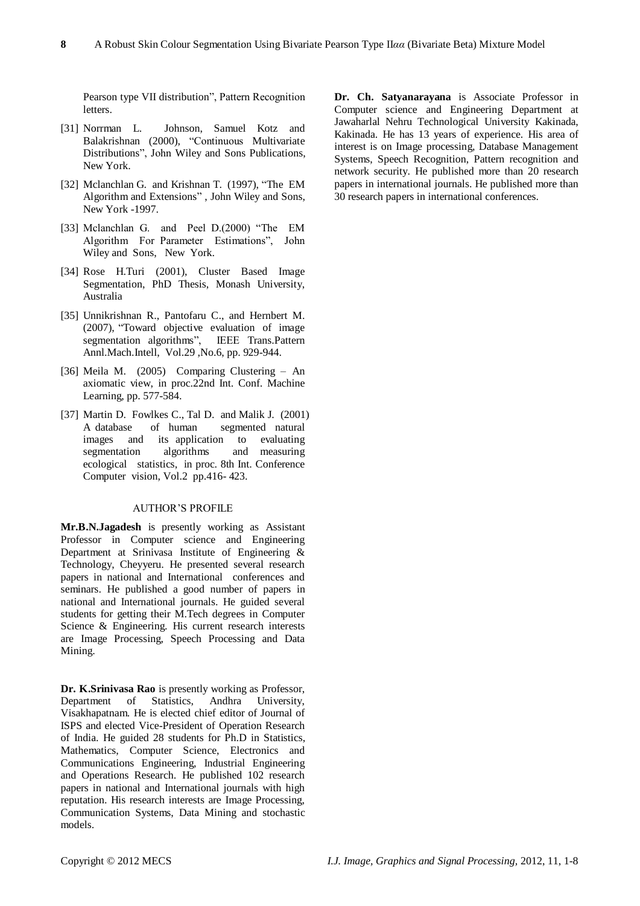Pearson type VII distribution", Pattern Recognition letters.

[31] Norrman L. Johnson, Samuel Kotz and Balakrishnan (2000), "Continuous Multivariate Distributions", John Wiley and Sons Publications, New York.

[32] Mclanchlan G. and Krishnan T. (1997), "The EM Algorithm and Extensions" , John Wiley and Sons, New York -1997.

[33] Mclanchlan G. and Peel D.(2000) "The EM Algorithm For Parameter Estimations", John Wiley and Sons, New York.

[34] Rose H.Turi (2001), Cluster Based Image Segmentation, PhD Thesis, Monash University, Australia

[35] Unnikrishnan R., Pantofaru C., and Hernbert M. (2007), "Toward objective evaluation of image segmentation algorithms", IEEE Trans.Pattern Annl.Mach.Intell, Vol.29 ,No.6, pp. 929-944.

[36] Meila M. (2005) Comparing Clustering – An axiomatic view, in proc.22nd Int. Conf. Machine Learning, pp. 577-584.

[37] Martin D. Fowlkes C., Tal D. and Malik J. (2001) A database of human segmented natural images and its application to evaluating segmentation algorithms and measuring ecological statistics, in proc. 8th Int. Conference Computer vision, Vol.2 pp.416- 423.

## AUTHOR'S PROFILE

**Mr.B.N.Jagadesh** is presently working as Assistant Professor in Computer science and Engineering Department at Srinivasa Institute of Engineering & Technology, Cheyyeru. He presented several research papers in national and International conferences and seminars. He published a good number of papers in national and International journals. He guided several students for getting their M.Tech degrees in Computer Science & Engineering. His current research interests are Image Processing, Speech Processing and Data Mining.

**Dr. K.Srinivasa Rao** is presently working as Professor, Department of Statistics, Andhra University, Visakhapatnam. He is elected chief editor of Journal of ISPS and elected Vice-President of Operation Research of India. He guided 28 students for Ph.D in Statistics, Mathematics, Computer Science, Electronics and Communications Engineering, Industrial Engineering and Operations Research. He published 102 research papers in national and International journals with high reputation. His research interests are Image Processing, Communication Systems, Data Mining and stochastic models.

**Dr. Ch. Satyanarayana** is Associate Professor in Computer science and Engineering Department at Jawaharlal Nehru Technological University Kakinada, Kakinada. He has 13 years of experience. His area of interest is on Image processing, Database Management Systems, Speech Recognition, Pattern recognition and network security. He published more than 20 research papers in international journals. He published more than 30 research papers in international conferences.